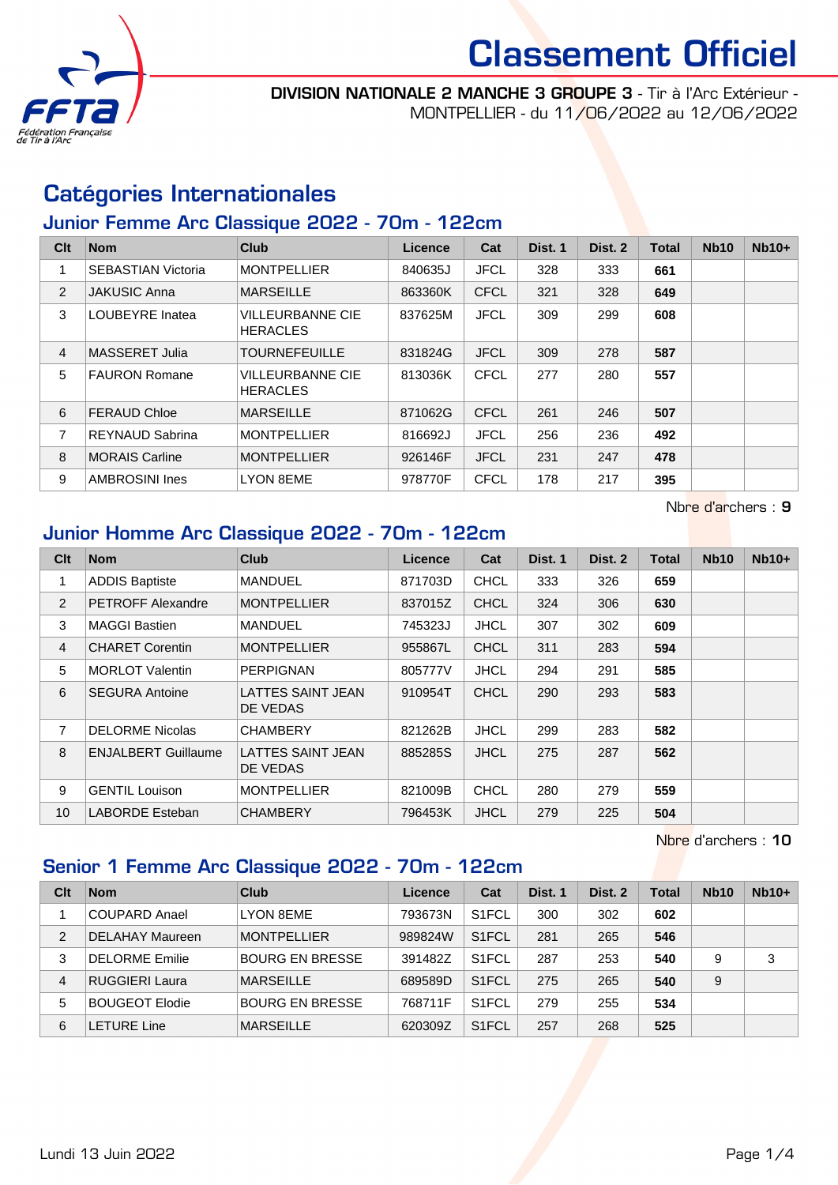# Classement Officiel

**DIVISION NATIONALE 2 MANCHE 3 GROUPE 3** - Tir à l'Arc Extérieur - MONTPELLIER - du 11/06/2022 au 12/06/2022

## Catégories Internationales

### Junior Femme Arc Classique 2022 - 70m - 122cm

| Clt | Nom | Club | Licence | Cat | Dist. 1 | Dist. 2 | Total | Nb10 | Nb10+ |
|---|---|---|---|---|---|---|---|---|---|
| 1 | SEBASTIAN Victoria | MONTPELLIER | 840635J | JFCL | 328 | 333 | **661** | | |
| 2 | JAKUSIC Anna | MARSEILLE | 863360K | CFCL | 321 | 328 | **649** | | |
| 3 | LOUBEYRE Inatea | VILLEURBANNE CIE HERACLES | 837625M | JFCL | 309 | 299 | **608** | | |
| 4 | MASSERET Julia | TOURNEFEUILLE | 831824G | JFCL | 309 | 278 | **587** | | |
| 5 | FAURON Romane | VILLEURBANNE CIE HERACLES | 813036K | CFCL | 277 | 280 | **557** | | |
| 6 | FERAUD Chloe | MARSEILLE | 871062G | CFCL | 261 | 246 | **507** | | |
| 7 | REYNAUD Sabrina | MONTPELLIER | 816692J | JFCL | 256 | 236 | **492** | | |
| 8 | MORAIS Carline | MONTPELLIER | 926146F | JFCL | 231 | 247 | **478** | | |
| 9 | AMBROSINI Ines | LYON 8EME | 978770F | CFCL | 178 | 217 | **395** | | |

Nbre d'archers : **9**

### Junior Homme Arc Classique 2022 - 70m - 122cm

| Clt | Nom | Club | Licence | Cat | Dist. 1 | Dist. 2 | Total | Nb10 | Nb10+ |
|---|---|---|---|---|---|---|---|---|---|
| 1 | ADDIS Baptiste | MANDUEL | 871703D | CHCL | 333 | 326 | **659** | | |
| 2 | PETROFF Alexandre | MONTPELLIER | 837015Z | CHCL | 324 | 306 | **630** | | |
| 3 | MAGGI Bastien | MANDUEL | 745323J | JHCL | 307 | 302 | **609** | | |
| 4 | CHARET Corentin | MONTPELLIER | 955867L | CHCL | 311 | 283 | **594** | | |
| 5 | MORLOT Valentin | PERPIGNAN | 805777V | JHCL | 294 | 291 | **585** | | |
| 6 | SEGURA Antoine | LATTES SAINT JEAN DE VEDAS | 910954T | CHCL | 290 | 293 | **583** | | |
| 7 | DELORME Nicolas | CHAMBERY | 821262B | JHCL | 299 | 283 | **582** | | |
| 8 | ENJALBERT Guillaume | LATTES SAINT JEAN DE VEDAS | 885285S | JHCL | 275 | 287 | **562** | | |
| 9 | GENTIL Louison | MONTPELLIER | 821009B | CHCL | 280 | 279 | **559** | | |
| 10 | LABORDE Esteban | CHAMBERY | 796453K | JHCL | 279 | 225 | **504** | | |

Nbre d'archers : **10**

### Senior 1 Femme Arc Classique 2022 - 70m - 122cm

| Clt | Nom | Club | Licence | Cat | Dist. 1 | Dist. 2 | Total | Nb10 | Nb10+ |
|---|---|---|---|---|---|---|---|---|---|
| 1 | COUPARD Anael | LYON 8EME | 793673N | S1FCL | 300 | 302 | **602** | | |
| 2 | DELAHAY Maureen | MONTPELLIER | 989824W | S1FCL | 281 | 265 | **546** | | |
| 3 | DELORME Emilie | BOURG EN BRESSE | 391482Z | S1FCL | 287 | 253 | **540** | 9 | 3 |
| 4 | RUGGIERI Laura | MARSEILLE | 689589D | S1FCL | 275 | 265 | **540** | 9 | |
| 5 | BOUGEOT Elodie | BOURG EN BRESSE | 768711F | S1FCL | 279 | 255 | **534** | | |
| 6 | LETURE Line | MARSEILLE | 620309Z | S1FCL | 257 | 268 | **525** | | |

Lundi 13 Juin 2022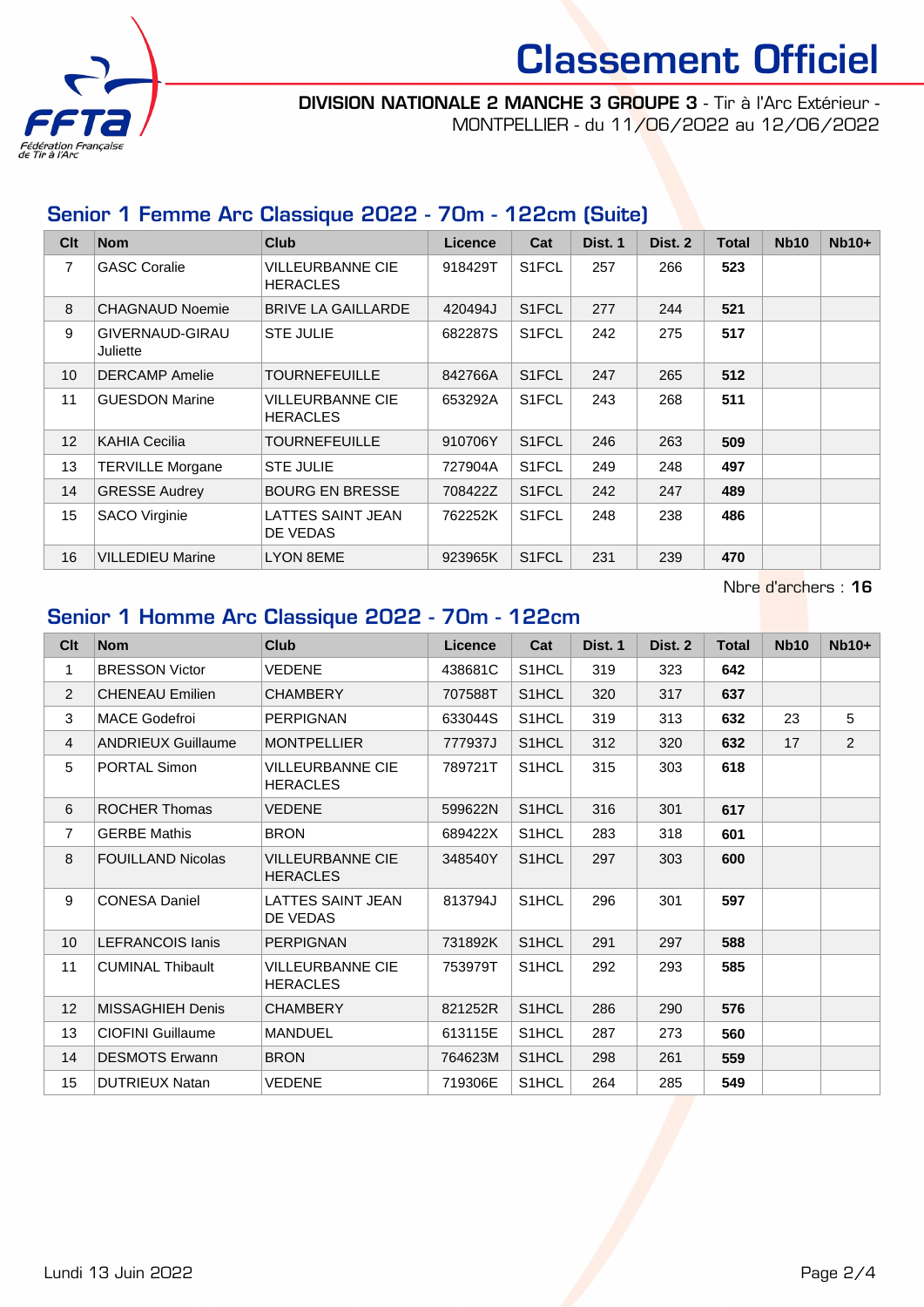# Classement Officiel

**DIVISION NATIONALE 2 MANCHE 3 GROUPE 3** - Tir à l'Arc Extérieur - MONTPELLIER - du 11/06/2022 au 12/06/2022

## Senior 1 Femme Arc Classique 2022 - 70m - 122cm (Suite)

| Clt | Nom | Club | Licence | Cat | Dist. 1 | Dist. 2 | Total | Nb10 | Nb10+ |
|---|---|---|---|---|---|---|---|---|---|
| 7 | GASC Coralie | VILLEURBANNE CIE HERACLES | 918429T | S1FCL | 257 | 266 | **523** | | |
| 8 | CHAGNAUD Noemie | BRIVE LA GAILLARDE | 420494J | S1FCL | 277 | 244 | **521** | | |
| 9 | GIVERNAUD-GIRAU Juliette | STE JULIE | 682287S | S1FCL | 242 | 275 | **517** | | |
| 10 | DERCAMP Amelie | TOURNEFEUILLE | 842766A | S1FCL | 247 | 265 | **512** | | |
| 11 | GUESDON Marine | VILLEURBANNE CIE HERACLES | 653292A | S1FCL | 243 | 268 | **511** | | |
| 12 | KAHIA Cecilia | TOURNEFEUILLE | 910706Y | S1FCL | 246 | 263 | **509** | | |
| 13 | TERVILLE Morgane | STE JULIE | 727904A | S1FCL | 249 | 248 | **497** | | |
| 14 | GRESSE Audrey | BOURG EN BRESSE | 708422Z | S1FCL | 242 | 247 | **489** | | |
| 15 | SACO Virginie | LATTES SAINT JEAN DE VEDAS | 762252K | S1FCL | 248 | 238 | **486** | | |
| 16 | VILLEDIEU Marine | LYON 8EME | 923965K | S1FCL | 231 | 239 | **470** | | |

Nbre d'archers : **16**

## Senior 1 Homme Arc Classique 2022 - 70m - 122cm

| Clt | Nom | Club | Licence | Cat | Dist. 1 | Dist. 2 | Total | Nb10 | Nb10+ |
|---|---|---|---|---|---|---|---|---|---|
| 1 | BRESSON Victor | VEDENE | 438681C | S1HCL | 319 | 323 | **642** | | |
| 2 | CHENEAU Emilien | CHAMBERY | 707588T | S1HCL | 320 | 317 | **637** | | |
| 3 | MACE Godefroi | PERPIGNAN | 633044S | S1HCL | 319 | 313 | **632** | 23 | 5 |
| 4 | ANDRIEUX Guillaume | MONTPELLIER | 777937J | S1HCL | 312 | 320 | **632** | 17 | 2 |
| 5 | PORTAL Simon | VILLEURBANNE CIE HERACLES | 789721T | S1HCL | 315 | 303 | **618** | | |
| 6 | ROCHER Thomas | VEDENE | 599622N | S1HCL | 316 | 301 | **617** | | |
| 7 | GERBE Mathis | BRON | 689422X | S1HCL | 283 | 318 | **601** | | |
| 8 | FOUILLAND Nicolas | VILLEURBANNE CIE HERACLES | 348540Y | S1HCL | 297 | 303 | **600** | | |
| 9 | CONESA Daniel | LATTES SAINT JEAN DE VEDAS | 813794J | S1HCL | 296 | 301 | **597** | | |
| 10 | LEFRANCOIS Ianis | PERPIGNAN | 731892K | S1HCL | 291 | 297 | **588** | | |
| 11 | CUMINAL Thibault | VILLEURBANNE CIE HERACLES | 753979T | S1HCL | 292 | 293 | **585** | | |
| 12 | MISSAGHIEH Denis | CHAMBERY | 821252R | S1HCL | 286 | 290 | **576** | | |
| 13 | CIOFINI Guillaume | MANDUEL | 613115E | S1HCL | 287 | 273 | **560** | | |
| 14 | DESMOTS Erwann | BRON | 764623M | S1HCL | 298 | 261 | **559** | | |
| 15 | DUTRIEUX Natan | VEDENE | 719306E | S1HCL | 264 | 285 | **549** | | |

Lundi 13 Juin 2022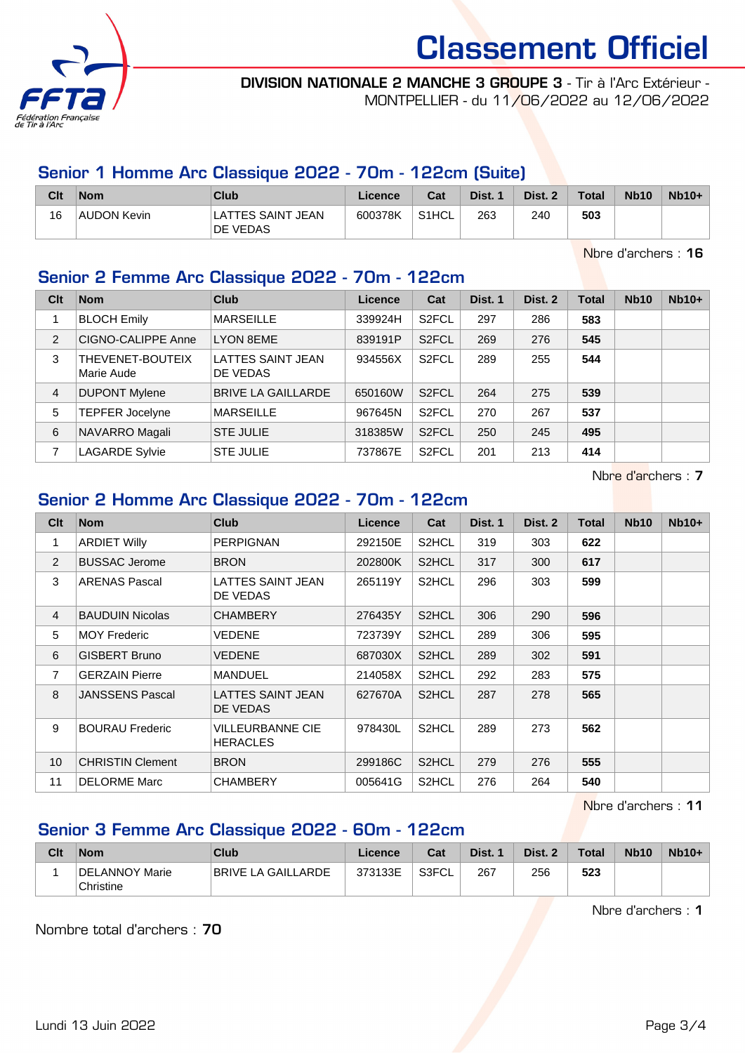# Classement Officiel

**DIVISION NATIONALE 2 MANCHE 3 GROUPE 3** - Tir à l'Arc Extérieur - MONTPELLIER - du 11/06/2022 au 12/06/2022

## Senior 1 Homme Arc Classique 2022 - 70m - 122cm (Suite)

| Clt | Nom | Club | Licence | Cat | Dist. 1 | Dist. 2 | Total | Nb10 | Nb10+ |
|---|---|---|---|---|---|---|---|---|---|
| 16 | AUDON Kevin | LATTES SAINT JEAN DE VEDAS | 600378K | S1HCL | 263 | 240 | **503** | | |

Nbre d'archers : **16**

## Senior 2 Femme Arc Classique 2022 - 70m - 122cm

| Clt | Nom | Club | Licence | Cat | Dist. 1 | Dist. 2 | Total | Nb10 | Nb10+ |
|---|---|---|---|---|---|---|---|---|---|
| 1 | BLOCH Emily | MARSEILLE | 339924H | S2FCL | 297 | 286 | **583** | | |
| 2 | CIGNO-CALIPPE Anne | LYON 8EME | 839191P | S2FCL | 269 | 276 | **545** | | |
| 3 | THEVENET-BOUTEIX Marie Aude | LATTES SAINT JEAN DE VEDAS | 934556X | S2FCL | 289 | 255 | **544** | | |
| 4 | DUPONT Mylene | BRIVE LA GAILLARDE | 650160W | S2FCL | 264 | 275 | **539** | | |
| 5 | TEPFER Jocelyne | MARSEILLE | 967645N | S2FCL | 270 | 267 | **537** | | |
| 6 | NAVARRO Magali | STE JULIE | 318385W | S2FCL | 250 | 245 | **495** | | |
| 7 | LAGARDE Sylvie | STE JULIE | 737867E | S2FCL | 201 | 213 | **414** | | |

Nbre d'archers : **7**

## Senior 2 Homme Arc Classique 2022 - 70m - 122cm

| Clt | Nom | Club | Licence | Cat | Dist. 1 | Dist. 2 | Total | Nb10 | Nb10+ |
|---|---|---|---|---|---|---|---|---|---|
| 1 | ARDIET Willy | PERPIGNAN | 292150E | S2HCL | 319 | 303 | **622** | | |
| 2 | BUSSAC Jerome | BRON | 202800K | S2HCL | 317 | 300 | **617** | | |
| 3 | ARENAS Pascal | LATTES SAINT JEAN DE VEDAS | 265119Y | S2HCL | 296 | 303 | **599** | | |
| 4 | BAUDUIN Nicolas | CHAMBERY | 276435Y | S2HCL | 306 | 290 | **596** | | |
| 5 | MOY Frederic | VEDENE | 723739Y | S2HCL | 289 | 306 | **595** | | |
| 6 | GISBERT Bruno | VEDENE | 687030X | S2HCL | 289 | 302 | **591** | | |
| 7 | GERZAIN Pierre | MANDUEL | 214058X | S2HCL | 292 | 283 | **575** | | |
| 8 | JANSSENS Pascal | LATTES SAINT JEAN DE VEDAS | 627670A | S2HCL | 287 | 278 | **565** | | |
| 9 | BOURAU Frederic | VILLEURBANNE CIE HERACLES | 978430L | S2HCL | 289 | 273 | **562** | | |
| 10 | CHRISTIN Clement | BRON | 299186C | S2HCL | 279 | 276 | **555** | | |
| 11 | DELORME Marc | CHAMBERY | 005641G | S2HCL | 276 | 264 | **540** | | |

Nbre d'archers : **11**

## Senior 3 Femme Arc Classique 2022 - 60m - 122cm

| Clt | Nom | Club | Licence | Cat | Dist. 1 | Dist. 2 | Total | Nb10 | Nb10+ |
|---|---|---|---|---|---|---|---|---|---|
| 1 | DELANNOY Marie Christine | BRIVE LA GAILLARDE | 373133E | S3FCL | 267 | 256 | **523** | | |

Nbre d'archers : **1**

Nombre total d'archers : **70**

Lundi 13 Juin 2022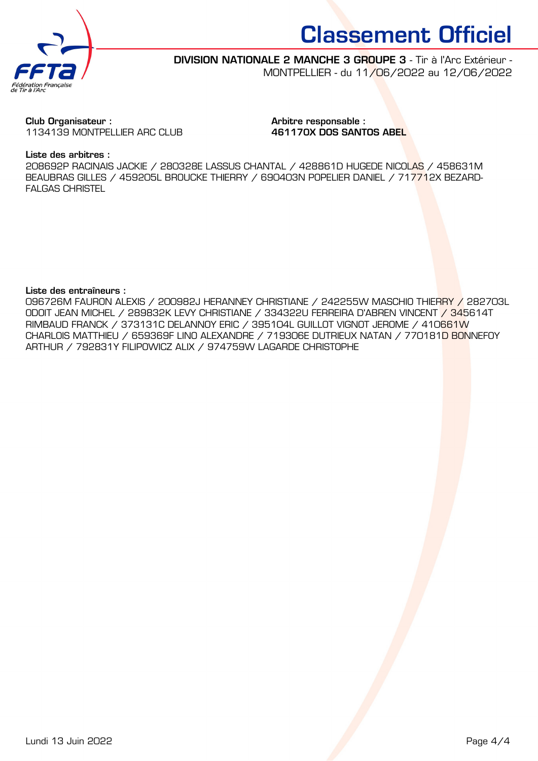# Classement Officiel

**DIVISION NATIONALE 2 MANCHE 3 GROUPE 3** - Tir à l'Arc Extérieur -
MONTPELLIER - du 11/06/2022 au 12/06/2022

**Club Organisateur :**
1134139 MONTPELLIER ARC CLUB

**Arbitre responsable :**
**461170X DOS SANTOS ABEL**

**Liste des arbitres :**
208692P RACINAIS JACKIE / 280328E LASSUS CHANTAL / 428861D HUGEDE NICOLAS / 458631M BEAUBRAS GILLES / 459205L BROUCKE THIERRY / 690403N POPELIER DANIEL / 717712X BEZARD-FALGAS CHRISTEL

**Liste des entraîneurs :**
096726M FAURON ALEXIS / 200982J HERANNEY CHRISTIANE / 242255W MASCHIO THIERRY / 282703L ODOIT JEAN MICHEL / 289832K LEVY CHRISTIANE / 334322U FERREIRA D'ABREN VINCENT / 345614T RIMBAUD FRANCK / 373131C DELANNOY ERIC / 395104L GUILLOT VIGNOT JEROME / 410661W CHARLOIS MATTHIEU / 659369F LINO ALEXANDRE / 719306E DUTRIEUX NATAN / 770181D BONNEFOY ARTHUR / 792831Y FILIPOWICZ ALIX / 974759W LAGARDE CHRISTOPHE

Lundi 13 Juin 2022